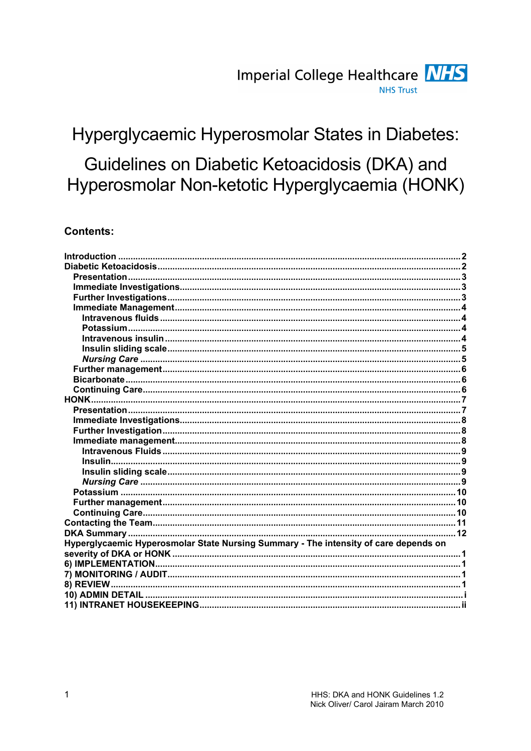Imperial College Healthcare NHS Trust

# Hyperglycaemic Hyperosmolar States in Diabetes:

# Guidelines on Diabetic Ketoacidosis (DKA) and Hyperosmolar Non-ketotic Hyperglycaemia (HONK)

## Contents:

- **Introduction** ..... 2
- **Diabetic Ketoacidosis** ..... 2
  - **Presentation** ..... 3
  - **Immediate Investigations** ..... 3
  - **Further Investigations** ..... 3
  - **Immediate Management** ..... 4
    - **Intravenous fluids** ..... 4
    - **Potassium** ..... 4
    - **Intravenous insulin** ..... 4
    - **Insulin sliding scale** ..... 5
    - ***Nursing Care*** ..... 5
  - **Further management** ..... 6
  - **Bicarbonate** ..... 6
  - **Continuing Care** ..... 6
- **HONK** ..... 7
  - **Presentation** ..... 7
  - **Immediate Investigations** ..... 8
  - **Further Investigation** ..... 8
  - **Immediate management** ..... 8
    - **Intravenous Fluids** ..... 9
    - **Insulin** ..... 9
    - **Insulin sliding scale** ..... 9
    - ***Nursing Care*** ..... 9
  - **Potassium** ..... 10
  - **Further management** ..... 10
  - **Continuing Care** ..... 10
- **Contacting the Team** ..... 11
- **DKA Summary** ..... 12
- **Hyperglycaemic Hyperosmolar State Nursing Summary - The intensity of care depends on severity of DKA or HONK** ..... 1
- **6) IMPLEMENTATION** ..... 1
- **7) MONITORING / AUDIT** ..... 1
- **8) REVIEW** ..... 1
- **10) ADMIN DETAIL** ..... i
- **11) INTRANET HOUSEKEEPING** ..... ii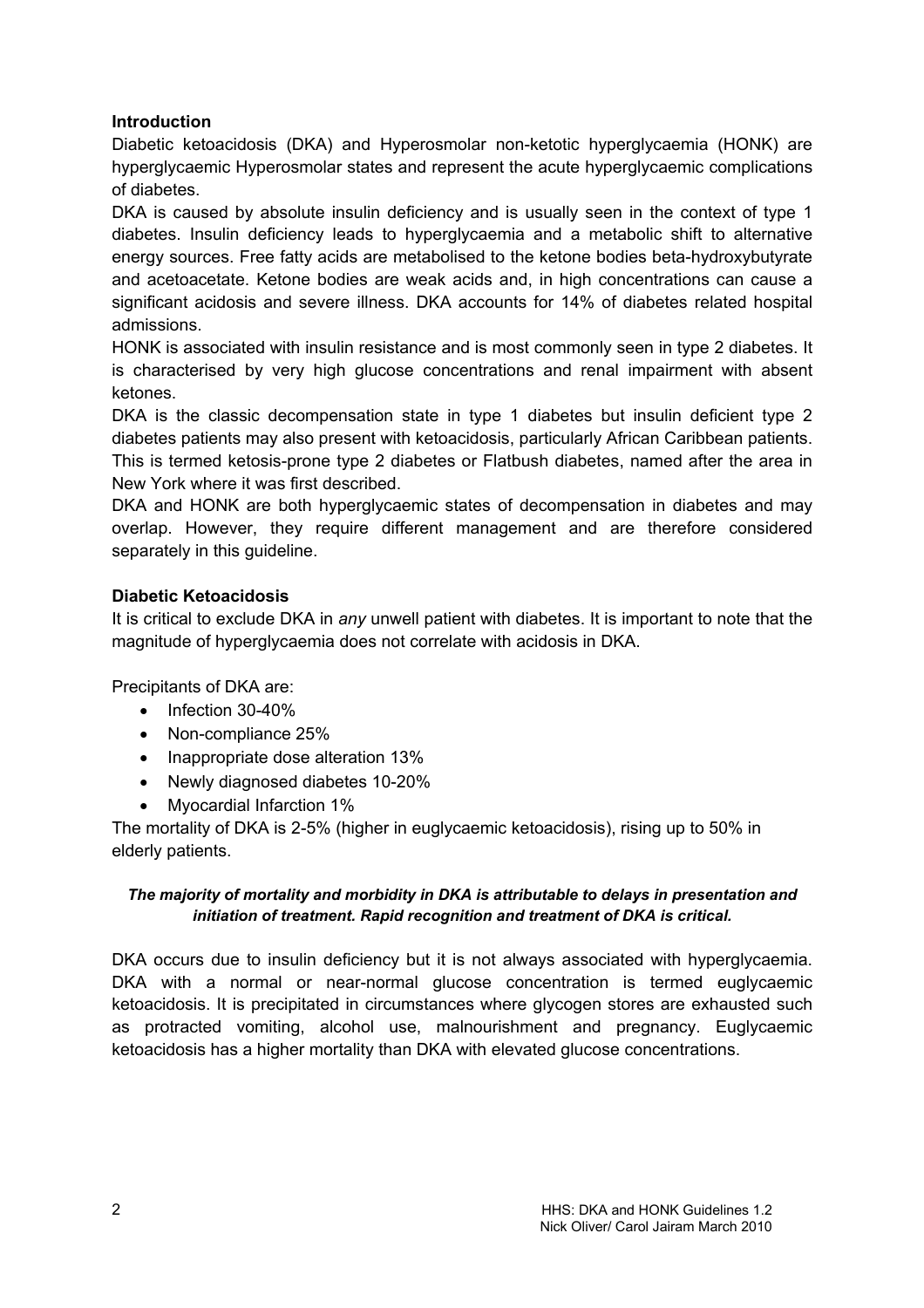## Introduction

Diabetic ketoacidosis (DKA) and Hyperosmolar non-ketotic hyperglycaemia (HONK) are hyperglycaemic Hyperosmolar states and represent the acute hyperglycaemic complications of diabetes.

DKA is caused by absolute insulin deficiency and is usually seen in the context of type 1 diabetes. Insulin deficiency leads to hyperglycaemia and a metabolic shift to alternative energy sources. Free fatty acids are metabolised to the ketone bodies beta-hydroxybutyrate and acetoacetate. Ketone bodies are weak acids and, in high concentrations can cause a significant acidosis and severe illness. DKA accounts for 14% of diabetes related hospital admissions.

HONK is associated with insulin resistance and is most commonly seen in type 2 diabetes. It is characterised by very high glucose concentrations and renal impairment with absent ketones.

DKA is the classic decompensation state in type 1 diabetes but insulin deficient type 2 diabetes patients may also present with ketoacidosis, particularly African Caribbean patients. This is termed ketosis-prone type 2 diabetes or Flatbush diabetes, named after the area in New York where it was first described.

DKA and HONK are both hyperglycaemic states of decompensation in diabetes and may overlap. However, they require different management and are therefore considered separately in this guideline.

## Diabetic Ketoacidosis

It is critical to exclude DKA in *any* unwell patient with diabetes. It is important to note that the magnitude of hyperglycaemia does not correlate with acidosis in DKA.

Precipitants of DKA are:

- Infection 30-40%
- Non-compliance 25%
- Inappropriate dose alteration 13%
- Newly diagnosed diabetes 10-20%
- Myocardial Infarction 1%

The mortality of DKA is 2-5% (higher in euglycaemic ketoacidosis), rising up to 50% in elderly patients.

***The majority of mortality and morbidity in DKA is attributable to delays in presentation and initiation of treatment. Rapid recognition and treatment of DKA is critical.***

DKA occurs due to insulin deficiency but it is not always associated with hyperglycaemia. DKA with a normal or near-normal glucose concentration is termed euglycaemic ketoacidosis. It is precipitated in circumstances where glycogen stores are exhausted such as protracted vomiting, alcohol use, malnourishment and pregnancy. Euglycaemic ketoacidosis has a higher mortality than DKA with elevated glucose concentrations.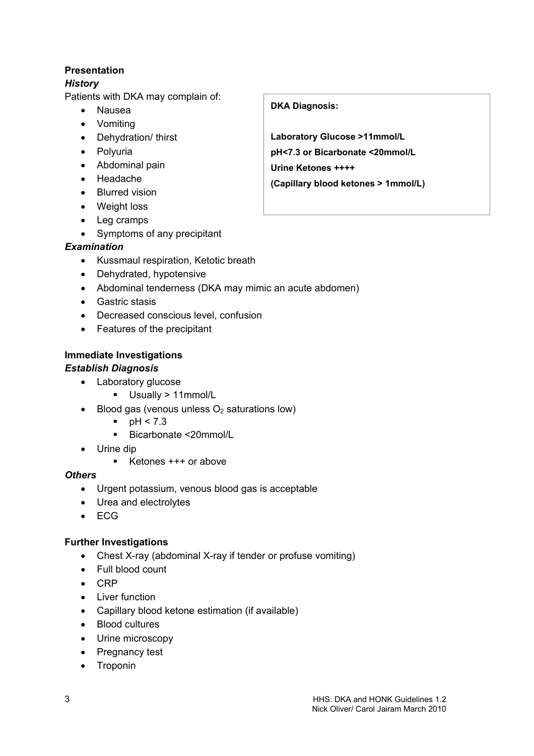**Presentation**

***History***

Patients with DKA may complain of:

- Nausea
- Vomiting
- Dehydration/ thirst
- Polyuria
- Abdominal pain
- Headache
- Blurred vision
- Weight loss
- Leg cramps
- Symptoms of any precipitant

> **DKA Diagnosis:**
>
> **Laboratory Glucose >11mmol/L**
>
> **pH<7.3 or Bicarbonate <20mmol/L**
>
> **Urine Ketones ++++**
>
> **(Capillary blood ketones > 1mmol/L)**

***Examination***

- Kussmaul respiration, Ketotic breath
- Dehydrated, hypotensive
- Abdominal tenderness (DKA may mimic an acute abdomen)
- Gastric stasis
- Decreased conscious level, confusion
- Features of the precipitant

**Immediate Investigations**

***Establish Diagnosis***

- Laboratory glucose
  - Usually > 11mmol/L
- Blood gas (venous unless $O_2$ saturations low)
  - pH < 7.3
  - Bicarbonate <20mmol/L
- Urine dip
  - Ketones +++ or above

***Others***

- Urgent potassium, venous blood gas is acceptable
- Urea and electrolytes
- ECG

**Further Investigations**

- Chest X-ray (abdominal X-ray if tender or profuse vomiting)
- Full blood count
- CRP
- Liver function
- Capillary blood ketone estimation (if available)
- Blood cultures
- Urine microscopy
- Pregnancy test
- Troponin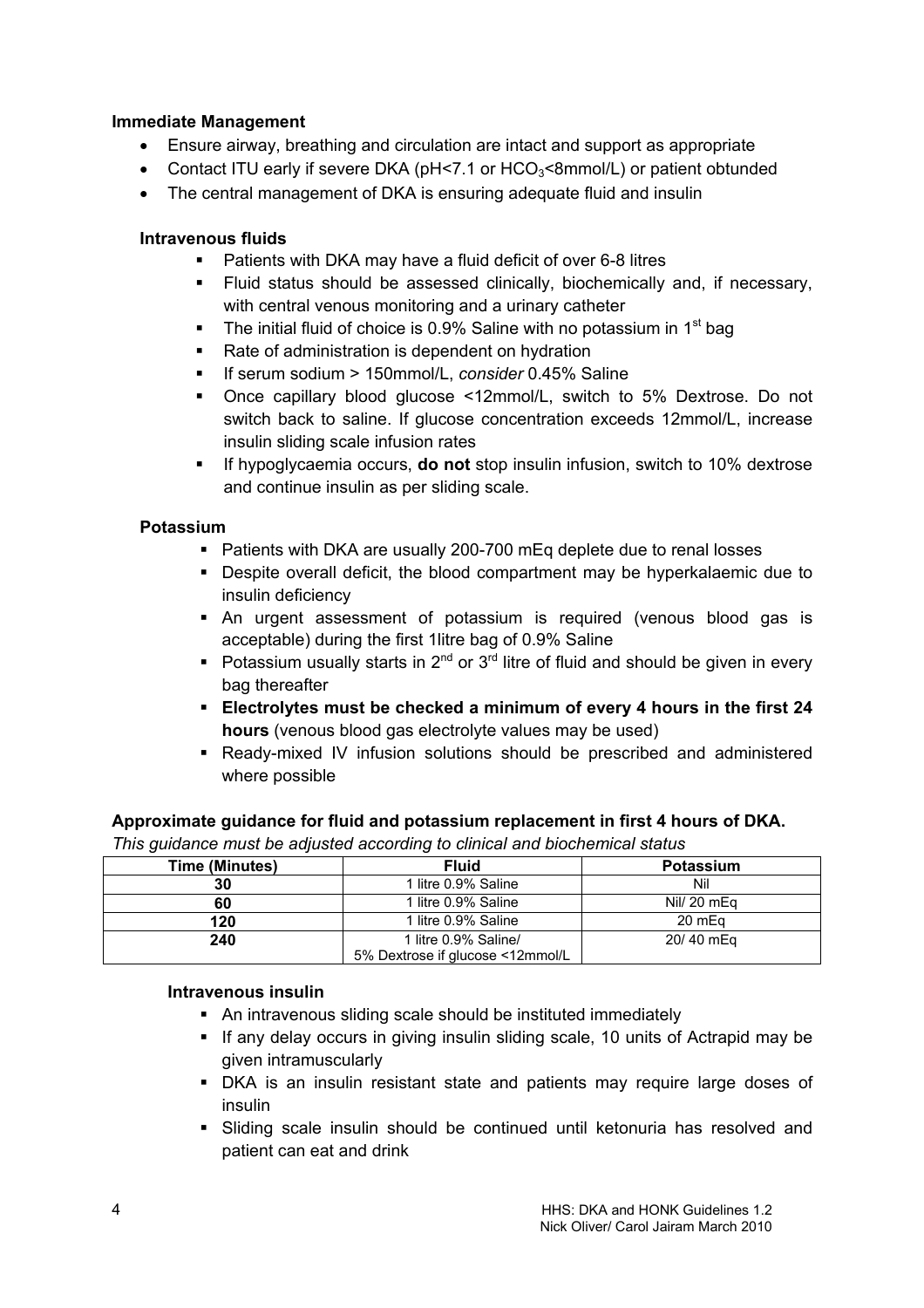**Immediate Management**

- Ensure airway, breathing and circulation are intact and support as appropriate
- Contact ITU early if severe DKA (pH<7.1 or $HCO_3$<8mmol/L) or patient obtunded
- The central management of DKA is ensuring adequate fluid and insulin

**Intravenous fluids**

- Patients with DKA may have a fluid deficit of over 6-8 litres
- Fluid status should be assessed clinically, biochemically and, if necessary, with central venous monitoring and a urinary catheter
- The initial fluid of choice is 0.9% Saline with no potassium in 1st bag
- Rate of administration is dependent on hydration
- If serum sodium > 150mmol/L, *consider* 0.45% Saline
- Once capillary blood glucose <12mmol/L, switch to 5% Dextrose. Do not switch back to saline. If glucose concentration exceeds 12mmol/L, increase insulin sliding scale infusion rates
- If hypoglycaemia occurs, **do not** stop insulin infusion, switch to 10% dextrose and continue insulin as per sliding scale.

**Potassium**

- Patients with DKA are usually 200-700 mEq deplete due to renal losses
- Despite overall deficit, the blood compartment may be hyperkalaemic due to insulin deficiency
- An urgent assessment of potassium is required (venous blood gas is acceptable) during the first 1litre bag of 0.9% Saline
- Potassium usually starts in 2nd or 3rd litre of fluid and should be given in every bag thereafter
- **Electrolytes must be checked a minimum of every 4 hours in the first 24 hours** (venous blood gas electrolyte values may be used)
- Ready-mixed IV infusion solutions should be prescribed and administered where possible

**Approximate guidance for fluid and potassium replacement in first 4 hours of DKA.**

*This guidance must be adjusted according to clinical and biochemical status*

| Time (Minutes) | Fluid | Potassium |
|---|---|---|
| 30 | 1 litre 0.9% Saline | Nil |
| 60 | 1 litre 0.9% Saline | Nil/ 20 mEq |
| 120 | 1 litre 0.9% Saline | 20 mEq |
| 240 | 1 litre 0.9% Saline/ 5% Dextrose if glucose <12mmol/L | 20/ 40 mEq |

**Intravenous insulin**

- An intravenous sliding scale should be instituted immediately
- If any delay occurs in giving insulin sliding scale, 10 units of Actrapid may be given intramuscularly
- DKA is an insulin resistant state and patients may require large doses of insulin
- Sliding scale insulin should be continued until ketonuria has resolved and patient can eat and drink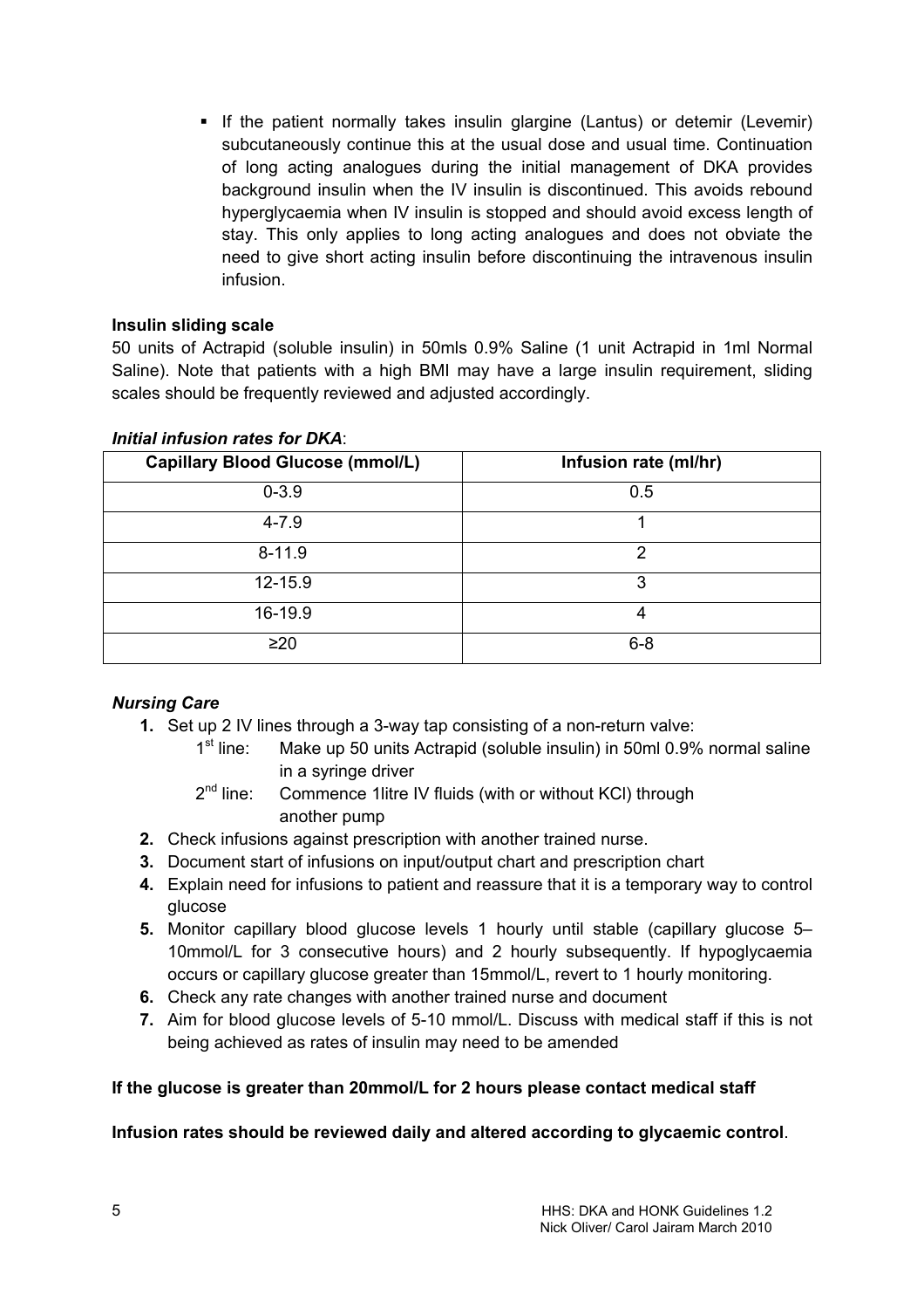- If the patient normally takes insulin glargine (Lantus) or detemir (Levemir) subcutaneously continue this at the usual dose and usual time. Continuation of long acting analogues during the initial management of DKA provides background insulin when the IV insulin is discontinued. This avoids rebound hyperglycaemia when IV insulin is stopped and should avoid excess length of stay. This only applies to long acting analogues and does not obviate the need to give short acting insulin before discontinuing the intravenous insulin infusion.

**Insulin sliding scale**

50 units of Actrapid (soluble insulin) in 50mls 0.9% Saline (1 unit Actrapid in 1ml Normal Saline). Note that patients with a high BMI may have a large insulin requirement, sliding scales should be frequently reviewed and adjusted accordingly.

***Initial infusion rates for DKA***:

| Capillary Blood Glucose (mmol/L) | Infusion rate (ml/hr) |
|---|---|
| 0-3.9 | 0.5 |
| 4-7.9 | 1 |
| 8-11.9 | 2 |
| 12-15.9 | 3 |
| 16-19.9 | 4 |
| ≥20 | 6-8 |

***Nursing Care***

1. Set up 2 IV lines through a 3-way tap consisting of a non-return valve:
   - 1st line: Make up 50 units Actrapid (soluble insulin) in 50ml 0.9% normal saline in a syringe driver
   - 2nd line: Commence 1litre IV fluids (with or without KCl) through another pump
2. Check infusions against prescription with another trained nurse.
3. Document start of infusions on input/output chart and prescription chart
4. Explain need for infusions to patient and reassure that it is a temporary way to control glucose
5. Monitor capillary blood glucose levels 1 hourly until stable (capillary glucose 5–10mmol/L for 3 consecutive hours) and 2 hourly subsequently. If hypoglycaemia occurs or capillary glucose greater than 15mmol/L, revert to 1 hourly monitoring.
6. Check any rate changes with another trained nurse and document
7. Aim for blood glucose levels of 5-10 mmol/L. Discuss with medical staff if this is not being achieved as rates of insulin may need to be amended

**If the glucose is greater than 20mmol/L for 2 hours please contact medical staff**

**Infusion rates should be reviewed daily and altered according to glycaemic control**.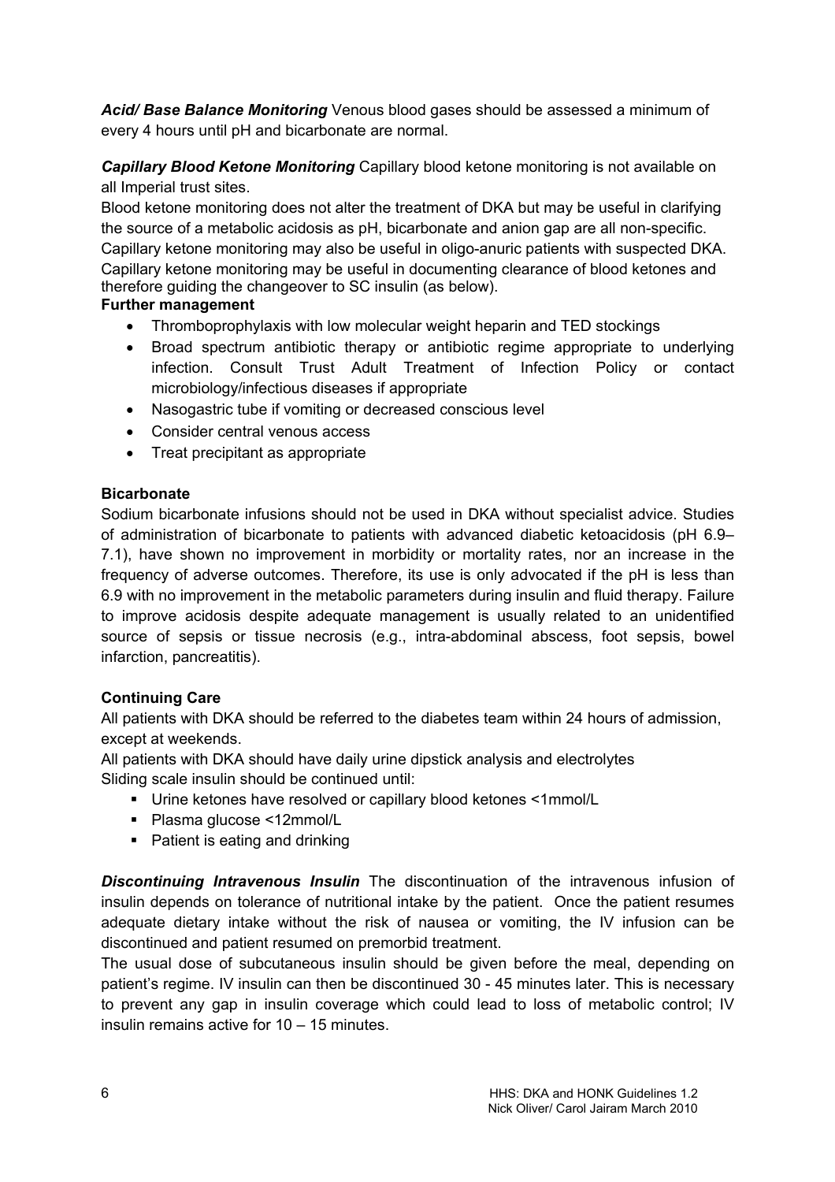***Acid/ Base Balance Monitoring*** Venous blood gases should be assessed a minimum of every 4 hours until pH and bicarbonate are normal.

***Capillary Blood Ketone Monitoring*** Capillary blood ketone monitoring is not available on all Imperial trust sites.

Blood ketone monitoring does not alter the treatment of DKA but may be useful in clarifying the source of a metabolic acidosis as pH, bicarbonate and anion gap are all non-specific.

Capillary ketone monitoring may also be useful in oligo-anuric patients with suspected DKA.

Capillary ketone monitoring may be useful in documenting clearance of blood ketones and therefore guiding the changeover to SC insulin (as below).

**Further management**

- Thromboprophylaxis with low molecular weight heparin and TED stockings
- Broad spectrum antibiotic therapy or antibiotic regime appropriate to underlying infection. Consult Trust Adult Treatment of Infection Policy or contact microbiology/infectious diseases if appropriate
- Nasogastric tube if vomiting or decreased conscious level
- Consider central venous access
- Treat precipitant as appropriate

**Bicarbonate**

Sodium bicarbonate infusions should not be used in DKA without specialist advice. Studies of administration of bicarbonate to patients with advanced diabetic ketoacidosis (pH 6.9–7.1), have shown no improvement in morbidity or mortality rates, nor an increase in the frequency of adverse outcomes. Therefore, its use is only advocated if the pH is less than 6.9 with no improvement in the metabolic parameters during insulin and fluid therapy. Failure to improve acidosis despite adequate management is usually related to an unidentified source of sepsis or tissue necrosis (e.g., intra-abdominal abscess, foot sepsis, bowel infarction, pancreatitis).

**Continuing Care**

All patients with DKA should be referred to the diabetes team within 24 hours of admission, except at weekends.

All patients with DKA should have daily urine dipstick analysis and electrolytes

Sliding scale insulin should be continued until:

- Urine ketones have resolved or capillary blood ketones <1mmol/L
- Plasma glucose <12mmol/L
- Patient is eating and drinking

***Discontinuing Intravenous Insulin*** The discontinuation of the intravenous infusion of insulin depends on tolerance of nutritional intake by the patient. Once the patient resumes adequate dietary intake without the risk of nausea or vomiting, the IV infusion can be discontinued and patient resumed on premorbid treatment.

The usual dose of subcutaneous insulin should be given before the meal, depending on patient's regime. IV insulin can then be discontinued 30 - 45 minutes later. This is necessary to prevent any gap in insulin coverage which could lead to loss of metabolic control; IV insulin remains active for 10 – 15 minutes.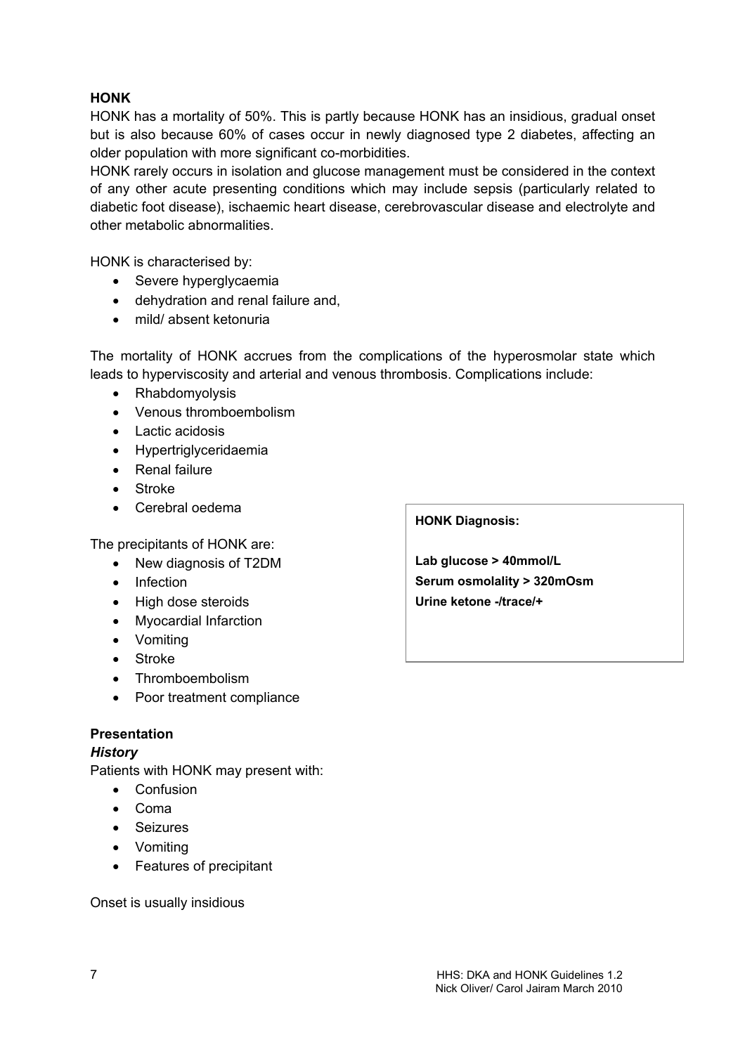## HONK

HONK has a mortality of 50%. This is partly because HONK has an insidious, gradual onset but is also because 60% of cases occur in newly diagnosed type 2 diabetes, affecting an older population with more significant co-morbidities.

HONK rarely occurs in isolation and glucose management must be considered in the context of any other acute presenting conditions which may include sepsis (particularly related to diabetic foot disease), ischaemic heart disease, cerebrovascular disease and electrolyte and other metabolic abnormalities.

HONK is characterised by:

- Severe hyperglycaemia
- dehydration and renal failure and,
- mild/ absent ketonuria

The mortality of HONK accrues from the complications of the hyperosmolar state which leads to hyperviscosity and arterial and venous thrombosis. Complications include:

- Rhabdomyolysis
- Venous thromboembolism
- Lactic acidosis
- Hypertriglyceridaemia
- Renal failure
- Stroke
- Cerebral oedema

The precipitants of HONK are:

- New diagnosis of T2DM
- Infection
- High dose steroids
- Myocardial Infarction
- Vomiting
- Stroke
- Thromboembolism
- Poor treatment compliance

**HONK Diagnosis:**

**Lab glucose > 40mmol/L**
**Serum osmolality > 320mOsm**
**Urine ketone -/trace/+**

### Presentation

#### *History*

Patients with HONK may present with:

- Confusion
- Coma
- Seizures
- Vomiting
- Features of precipitant

Onset is usually insidious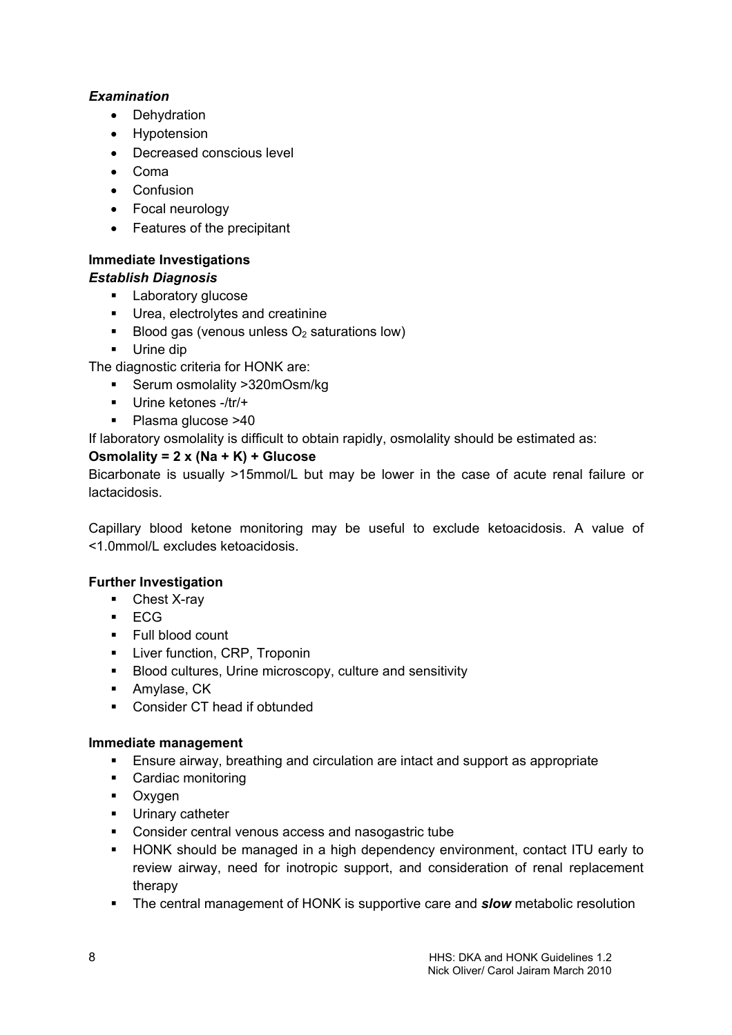### *Examination*

- Dehydration
- Hypotension
- Decreased conscious level
- Coma
- Confusion
- Focal neurology
- Features of the precipitant

### Immediate Investigations

#### *Establish Diagnosis*

- Laboratory glucose
- Urea, electrolytes and creatinine
- Blood gas (venous unless $O_2$ saturations low)
- Urine dip

The diagnostic criteria for HONK are:

- Serum osmolality >320mOsm/kg
- Urine ketones -/tr/+
- Plasma glucose >40

If laboratory osmolality is difficult to obtain rapidly, osmolality should be estimated as:

**Osmolality = 2 x (Na + K) + Glucose**

Bicarbonate is usually >15mmol/L but may be lower in the case of acute renal failure or lactacidosis.

Capillary blood ketone monitoring may be useful to exclude ketoacidosis. A value of <1.0mmol/L excludes ketoacidosis.

### Further Investigation

- Chest X-ray
- ECG
- Full blood count
- Liver function, CRP, Troponin
- Blood cultures, Urine microscopy, culture and sensitivity
- Amylase, CK
- Consider CT head if obtunded

### Immediate management

- Ensure airway, breathing and circulation are intact and support as appropriate
- Cardiac monitoring
- Oxygen
- Urinary catheter
- Consider central venous access and nasogastric tube
- HONK should be managed in a high dependency environment, contact ITU early to review airway, need for inotropic support, and consideration of renal replacement therapy
- The central management of HONK is supportive care and ***slow*** metabolic resolution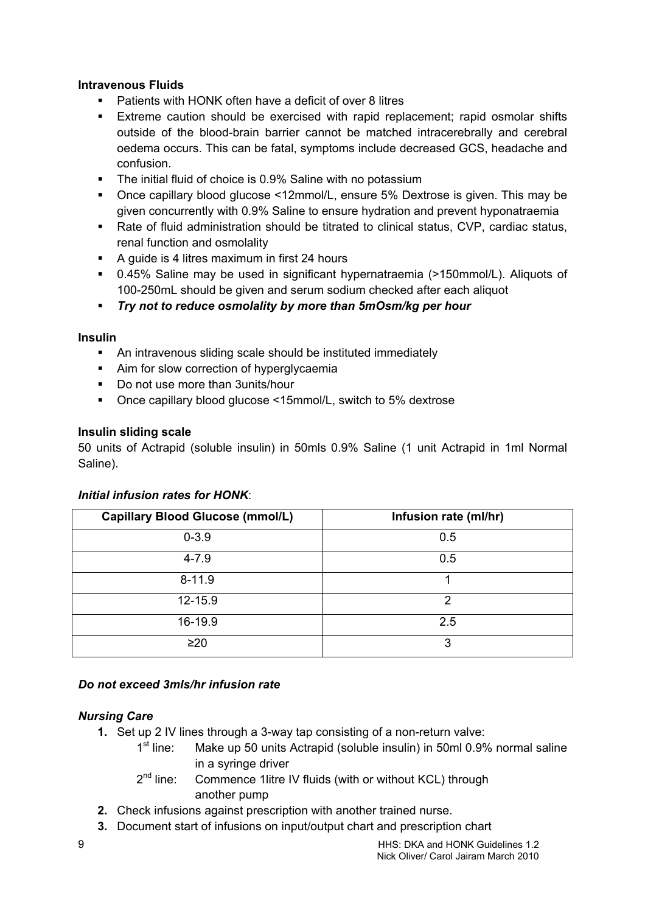**Intravenous Fluids**

- Patients with HONK often have a deficit of over 8 litres
- Extreme caution should be exercised with rapid replacement; rapid osmolar shifts outside of the blood-brain barrier cannot be matched intracerebrally and cerebral oedema occurs. This can be fatal, symptoms include decreased GCS, headache and confusion.
- The initial fluid of choice is 0.9% Saline with no potassium
- Once capillary blood glucose <12mmol/L, ensure 5% Dextrose is given. This may be given concurrently with 0.9% Saline to ensure hydration and prevent hyponatraemia
- Rate of fluid administration should be titrated to clinical status, CVP, cardiac status, renal function and osmolality
- A guide is 4 litres maximum in first 24 hours
- 0.45% Saline may be used in significant hypernatraemia (>150mmol/L). Aliquots of 100-250mL should be given and serum sodium checked after each aliquot
- ***Try not to reduce osmolality by more than 5mOsm/kg per hour***

**Insulin**

- An intravenous sliding scale should be instituted immediately
- Aim for slow correction of hyperglycaemia
- Do not use more than 3units/hour
- Once capillary blood glucose <15mmol/L, switch to 5% dextrose

**Insulin sliding scale**

50 units of Actrapid (soluble insulin) in 50mls 0.9% Saline (1 unit Actrapid in 1ml Normal Saline).

***Initial infusion rates for HONK***:

| Capillary Blood Glucose (mmol/L) | Infusion rate (ml/hr) |
|---|---|
| 0-3.9 | 0.5 |
| 4-7.9 | 0.5 |
| 8-11.9 | 1 |
| 12-15.9 | 2 |
| 16-19.9 | 2.5 |
| ≥20 | 3 |

***Do not exceed 3mls/hr infusion rate***

***Nursing Care***

1. Set up 2 IV lines through a 3-way tap consisting of a non-return valve:
   - 1st line: Make up 50 units Actrapid (soluble insulin) in 50ml 0.9% normal saline in a syringe driver
   - 2nd line: Commence 1litre IV fluids (with or without KCL) through another pump
2. Check infusions against prescription with another trained nurse.
3. Document start of infusions on input/output chart and prescription chart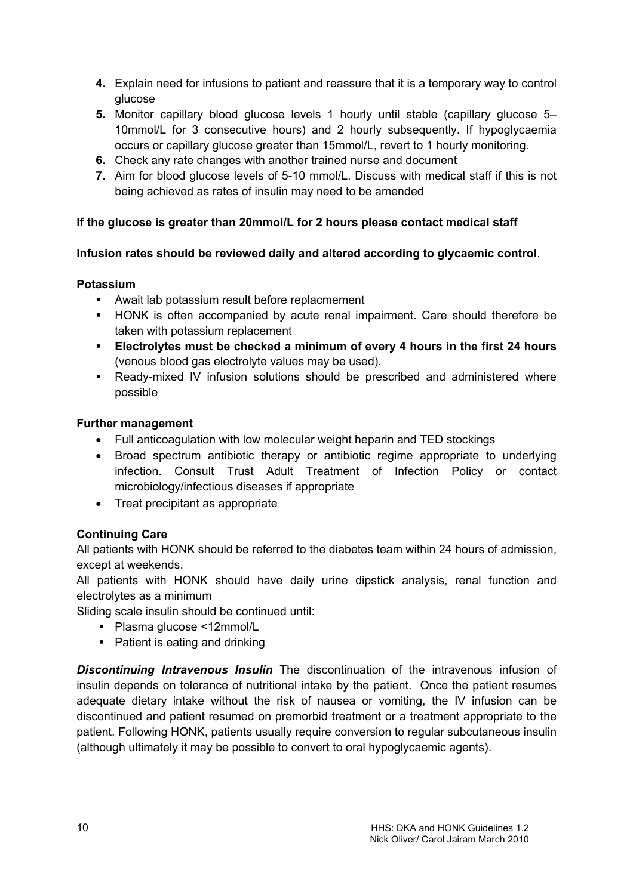4. Explain need for infusions to patient and reassure that it is a temporary way to control glucose
5. Monitor capillary blood glucose levels 1 hourly until stable (capillary glucose 5–10mmol/L for 3 consecutive hours) and 2 hourly subsequently. If hypoglycaemia occurs or capillary glucose greater than 15mmol/L, revert to 1 hourly monitoring.
6. Check any rate changes with another trained nurse and document
7. Aim for blood glucose levels of 5-10 mmol/L. Discuss with medical staff if this is not being achieved as rates of insulin may need to be amended

**If the glucose is greater than 20mmol/L for 2 hours please contact medical staff**

**Infusion rates should be reviewed daily and altered according to glycaemic control**.

**Potassium**

- Await lab potassium result before replacmement
- HONK is often accompanied by acute renal impairment. Care should therefore be taken with potassium replacement
- **Electrolytes must be checked a minimum of every 4 hours in the first 24 hours** (venous blood gas electrolyte values may be used).
- Ready-mixed IV infusion solutions should be prescribed and administered where possible

**Further management**

- Full anticoagulation with low molecular weight heparin and TED stockings
- Broad spectrum antibiotic therapy or antibiotic regime appropriate to underlying infection. Consult Trust Adult Treatment of Infection Policy or contact microbiology/infectious diseases if appropriate
- Treat precipitant as appropriate

**Continuing Care**

All patients with HONK should be referred to the diabetes team within 24 hours of admission, except at weekends.

All patients with HONK should have daily urine dipstick analysis, renal function and electrolytes as a minimum

Sliding scale insulin should be continued until:

- Plasma glucose <12mmol/L
- Patient is eating and drinking

***Discontinuing Intravenous Insulin*** The discontinuation of the intravenous infusion of insulin depends on tolerance of nutritional intake by the patient. Once the patient resumes adequate dietary intake without the risk of nausea or vomiting, the IV infusion can be discontinued and patient resumed on premorbid treatment or a treatment appropriate to the patient. Following HONK, patients usually require conversion to regular subcutaneous insulin (although ultimately it may be possible to convert to oral hypoglycaemic agents).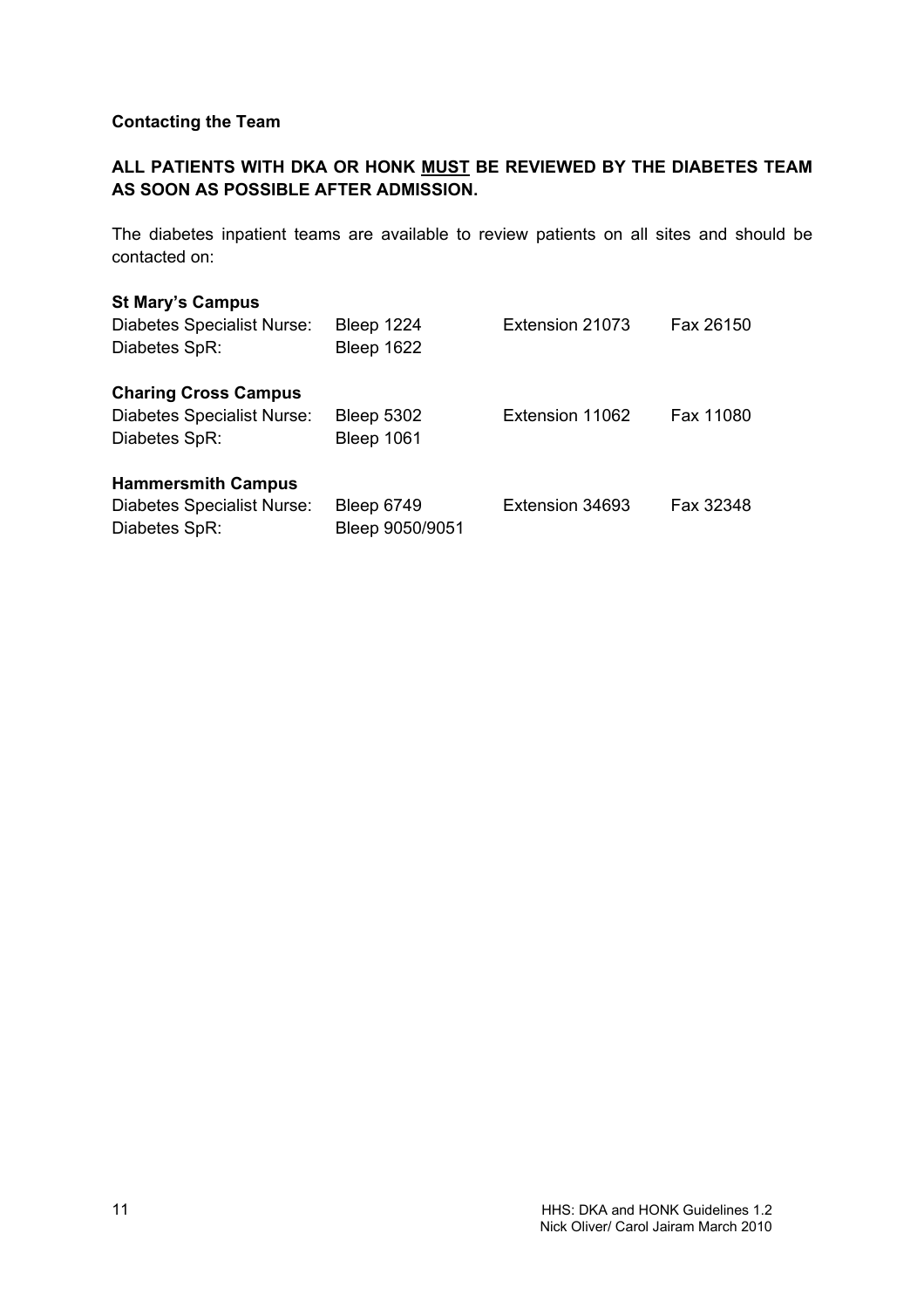**Contacting the Team**

**ALL PATIENTS WITH DKA OR HONK <u>MUST</u> BE REVIEWED BY THE DIABETES TEAM AS SOON AS POSSIBLE AFTER ADMISSION.**

The diabetes inpatient teams are available to review patients on all sites and should be contacted on:

**St Mary's Campus**

| | | | |
|---|---|---|---|
| Diabetes Specialist Nurse: | Bleep 1224 | Extension 21073 | Fax 26150 |
| Diabetes SpR: | Bleep 1622 | | |

**Charing Cross Campus**

| | | | |
|---|---|---|---|
| Diabetes Specialist Nurse: | Bleep 5302 | Extension 11062 | Fax 11080 |
| Diabetes SpR: | Bleep 1061 | | |

**Hammersmith Campus**

| | | | |
|---|---|---|---|
| Diabetes Specialist Nurse: | Bleep 6749 | Extension 34693 | Fax 32348 |
| Diabetes SpR: | Bleep 9050/9051 | | |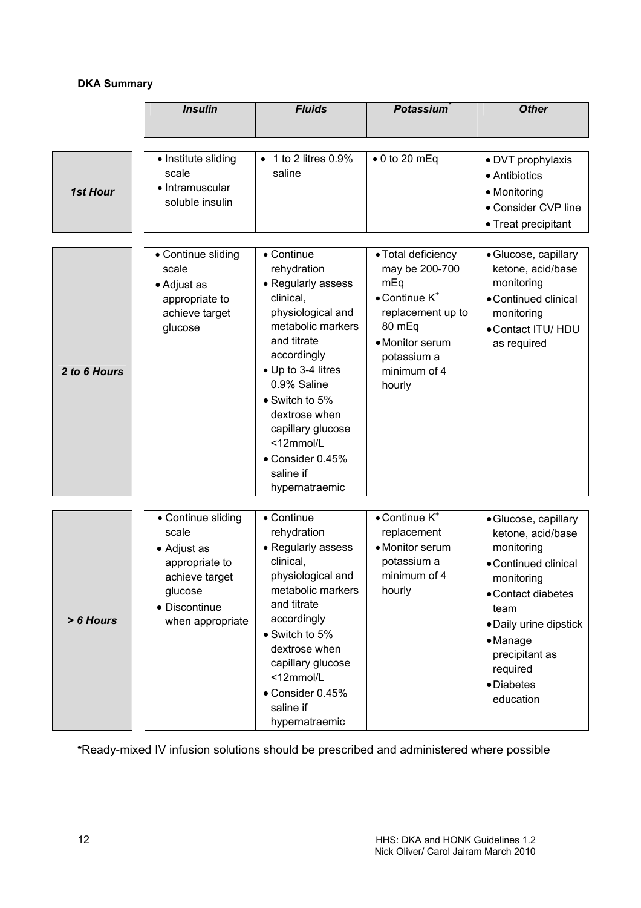**DKA Summary**

| | *Insulin* | *Fluids* | *Potassium** | *Other* |
|---|---|---|---|---|
| ***1st Hour*** | • Institute sliding scale<br>• Intramuscular soluble insulin | • 1 to 2 litres 0.9% saline | • 0 to 20 mEq | • DVT prophylaxis<br>• Antibiotics<br>• Monitoring<br>• Consider CVP line<br>• Treat precipitant |
| ***2 to 6 Hours*** | • Continue sliding scale<br>• Adjust as appropriate to achieve target glucose | • Continue rehydration<br>• Regularly assess clinical, physiological and metabolic markers and titrate accordingly<br>• Up to 3-4 litres 0.9% Saline<br>• Switch to 5% dextrose when capillary glucose <12mmol/L<br>• Consider 0.45% saline if hypernatraemic | • Total deficiency may be 200-700 mEq<br>• Continue $K^+$ replacement up to 80 mEq<br>• Monitor serum potassium a minimum of 4 hourly | • Glucose, capillary ketone, acid/base monitoring<br>• Continued clinical monitoring<br>• Contact ITU/ HDU as required |
| ***> 6 Hours*** | • Continue sliding scale<br>• Adjust as appropriate to achieve target glucose<br>• Discontinue when appropriate | • Continue rehydration<br>• Regularly assess clinical, physiological and metabolic markers and titrate accordingly<br>• Switch to 5% dextrose when capillary glucose <12mmol/L<br>• Consider 0.45% saline if hypernatraemic | • Continue $K^+$ replacement<br>• Monitor serum potassium a minimum of 4 hourly | • Glucose, capillary ketone, acid/base monitoring<br>• Continued clinical monitoring<br>• Contact diabetes team<br>• Daily urine dipstick<br>• Manage precipitant as required<br>• Diabetes education |

*Ready-mixed IV infusion solutions should be prescribed and administered where possible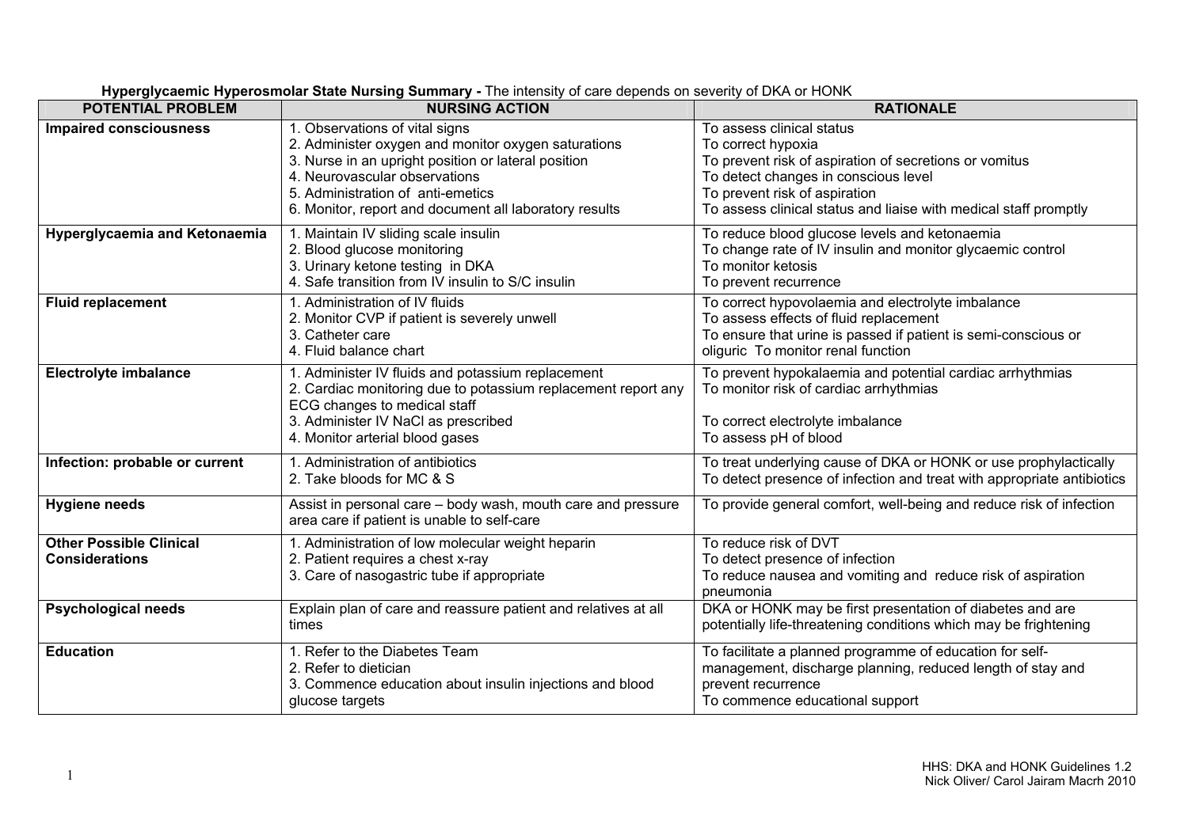**Hyperglycaemic Hyperosmolar State Nursing Summary -** The intensity of care depends on severity of DKA or HONK

| POTENTIAL PROBLEM | NURSING ACTION | RATIONALE |
|---|---|---|
| **Impaired consciousness** | 1. Observations of vital signs<br>2. Administer oxygen and monitor oxygen saturations<br>3. Nurse in an upright position or lateral position<br>4. Neurovascular observations<br>5. Administration of anti-emetics<br>6. Monitor, report and document all laboratory results | To assess clinical status<br>To correct hypoxia<br>To prevent risk of aspiration of secretions or vomitus<br>To detect changes in conscious level<br>To prevent risk of aspiration<br>To assess clinical status and liaise with medical staff promptly |
| **Hyperglycaemia and Ketonaemia** | 1. Maintain IV sliding scale insulin<br>2. Blood glucose monitoring<br>3. Urinary ketone testing in DKA<br>4. Safe transition from IV insulin to S/C insulin | To reduce blood glucose levels and ketonaemia<br>To change rate of IV insulin and monitor glycaemic control<br>To monitor ketosis<br>To prevent recurrence |
| **Fluid replacement** | 1. Administration of IV fluids<br>2. Monitor CVP if patient is severely unwell<br>3. Catheter care<br>4. Fluid balance chart | To correct hypovolaemia and electrolyte imbalance<br>To assess effects of fluid replacement<br>To ensure that urine is passed if patient is semi-conscious or oliguric To monitor renal function |
| **Electrolyte imbalance** | 1. Administer IV fluids and potassium replacement<br>2. Cardiac monitoring due to potassium replacement report any ECG changes to medical staff<br>3. Administer IV NaCl as prescribed<br>4. Monitor arterial blood gases | To prevent hypokalaemia and potential cardiac arrhythmias<br>To monitor risk of cardiac arrhythmias<br><br>To correct electrolyte imbalance<br>To assess pH of blood |
| **Infection: probable or current** | 1. Administration of antibiotics<br>2. Take bloods for MC & S | To treat underlying cause of DKA or HONK or use prophylactically<br>To detect presence of infection and treat with appropriate antibiotics |
| **Hygiene needs** | Assist in personal care – body wash, mouth care and pressure area care if patient is unable to self-care | To provide general comfort, well-being and reduce risk of infection |
| **Other Possible Clinical Considerations** | 1. Administration of low molecular weight heparin<br>2. Patient requires a chest x-ray<br>3. Care of nasogastric tube if appropriate | To reduce risk of DVT<br>To detect presence of infection<br>To reduce nausea and vomiting and reduce risk of aspiration pneumonia |
| **Psychological needs** | Explain plan of care and reassure patient and relatives at all times | DKA or HONK may be first presentation of diabetes and are potentially life-threatening conditions which may be frightening |
| **Education** | 1. Refer to the Diabetes Team<br>2. Refer to dietician<br>3. Commence education about insulin injections and blood glucose targets | To facilitate a planned programme of education for self-management, discharge planning, reduced length of stay and prevent recurrence<br>To commence educational support |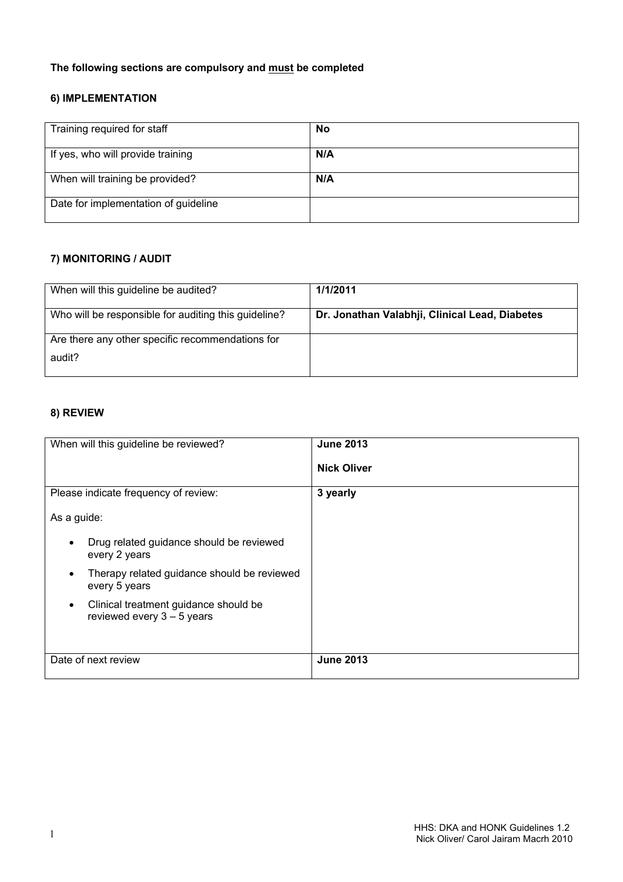**The following sections are compulsory and must be completed**

### 6) IMPLEMENTATION

| Training required for staff | **No** |
|---|---|
| If yes, who will provide training | **N/A** |
| When will training be provided? | **N/A** |
| Date for implementation of guideline | |

### 7) MONITORING / AUDIT

| When will this guideline be audited? | **1/1/2011** |
|---|---|
| Who will be responsible for auditing this guideline? | **Dr. Jonathan Valabhji, Clinical Lead, Diabetes** |
| Are there any other specific recommendations for audit? | |

### 8) REVIEW

| When will this guideline be reviewed? | **June 2013**<br>**Nick Oliver** |
|---|---|
| Please indicate frequency of review:<br>As a guide:<br>• Drug related guidance should be reviewed every 2 years<br>• Therapy related guidance should be reviewed every 5 years<br>• Clinical treatment guidance should be reviewed every 3 – 5 years | **3 yearly** |
| Date of next review | **June 2013** |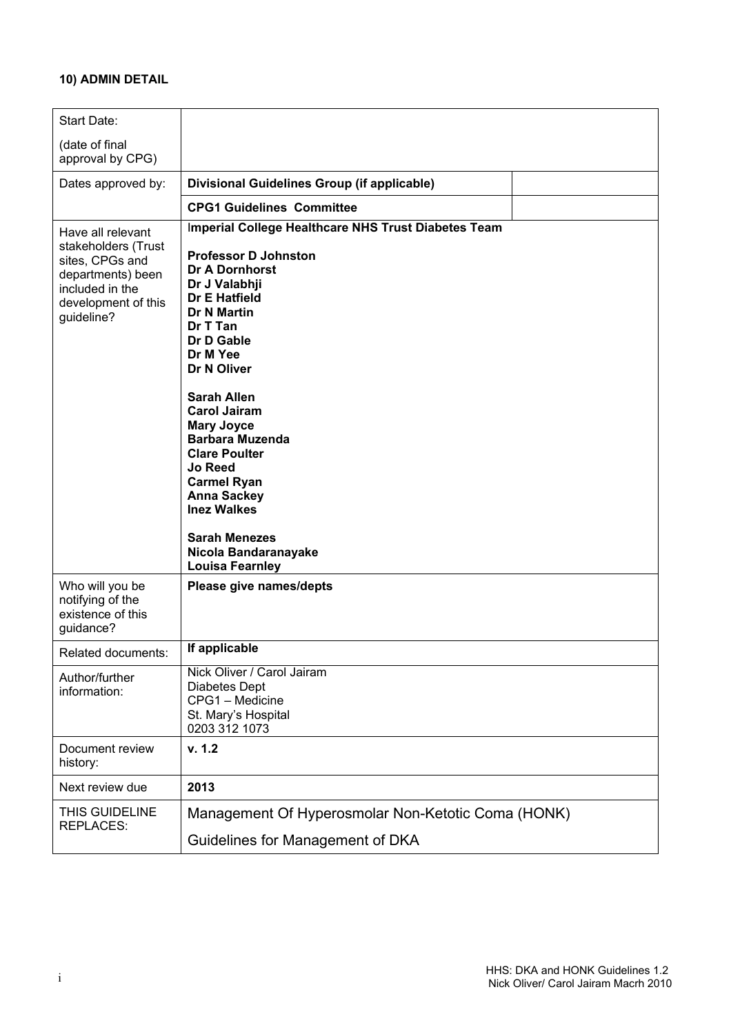**10) ADMIN DETAIL**

| | | |
|---|---|---|
| Start Date:<br><br>(date of final approval by CPG) | | |
| Dates approved by: | **Divisional Guidelines Group (if applicable)** | |
| | **CPG1 Guidelines Committee** | |
| Have all relevant stakeholders (Trust sites, CPGs and departments) been included in the development of this guideline? | **Imperial College Healthcare NHS Trust Diabetes Team**<br><br>**Professor D Johnston**<br>**Dr A Dornhorst**<br>**Dr J Valabhji**<br>**Dr E Hatfield**<br>**Dr N Martin**<br>**Dr T Tan**<br>**Dr D Gable**<br>**Dr M Yee**<br>**Dr N Oliver**<br><br>**Sarah Allen**<br>**Carol Jairam**<br>**Mary Joyce**<br>**Barbara Muzenda**<br>**Clare Poulter**<br>**Jo Reed**<br>**Carmel Ryan**<br>**Anna Sackey**<br>**Inez Walkes**<br><br>**Sarah Menezes**<br>**Nicola Bandaranayake**<br>**Louisa Fearnley** | |
| Who will you be notifying of the existence of this guidance? | **Please give names/depts** | |
| Related documents: | **If applicable** | |
| Author/further information: | Nick Oliver / Carol Jairam<br>Diabetes Dept<br>CPG1 – Medicine<br>St. Mary's Hospital<br>0203 312 1073 | |
| Document review history: | **v. 1.2** | |
| Next review due | **2013** | |
| THIS GUIDELINE REPLACES: | Management Of Hyperosmolar Non-Ketotic Coma (HONK)<br><br>Guidelines for Management of DKA | |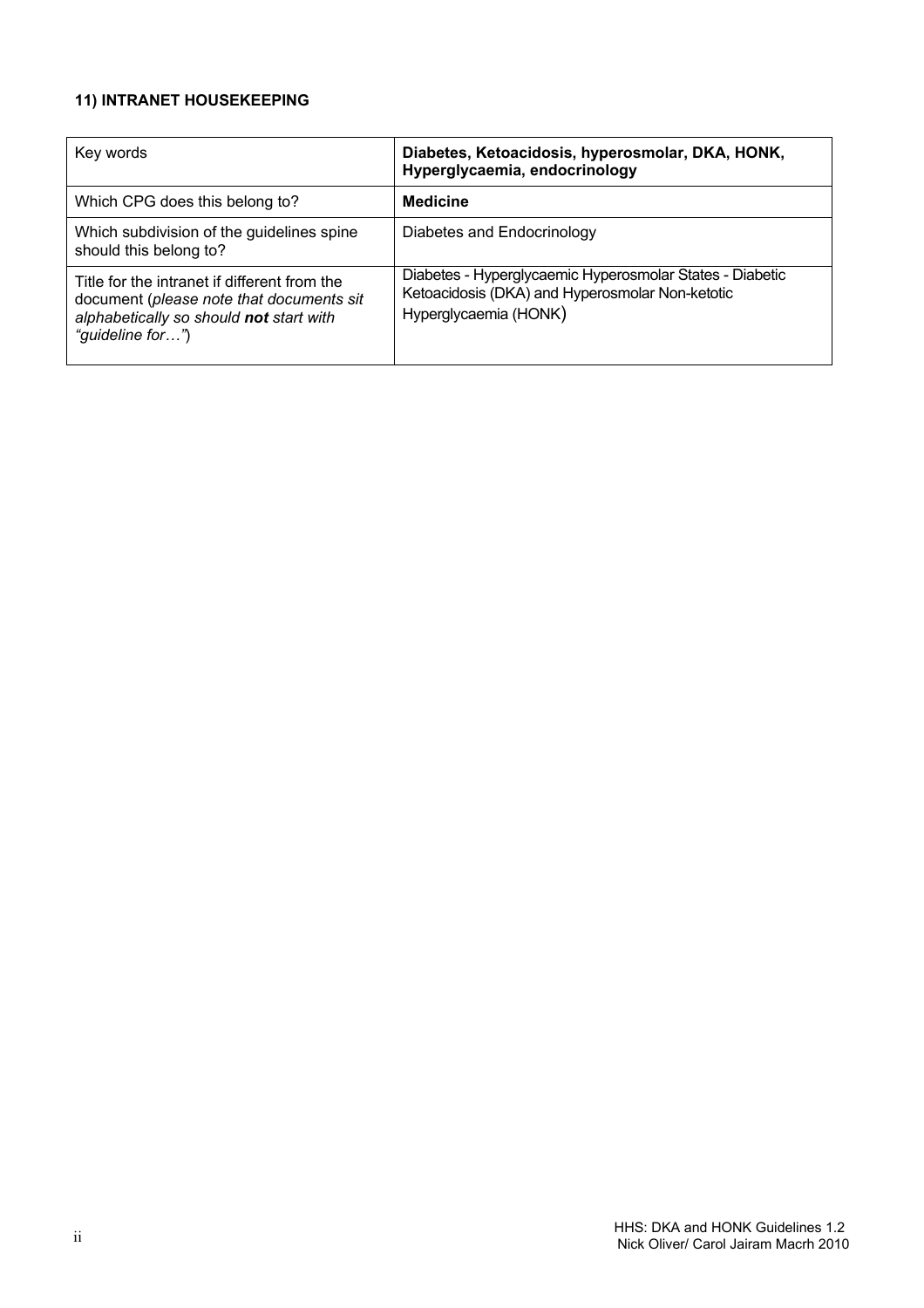**11) INTRANET HOUSEKEEPING**

| | |
|---|---|
| Key words | **Diabetes, Ketoacidosis, hyperosmolar, DKA, HONK, Hyperglycaemia, endocrinology** |
| Which CPG does this belong to? | **Medicine** |
| Which subdivision of the guidelines spine should this belong to? | Diabetes and Endocrinology |
| Title for the intranet if different from the document (*please note that documents sit alphabetically so should **not** start with "guideline for…"*) | Diabetes - Hyperglycaemic Hyperosmolar States - Diabetic Ketoacidosis (DKA) and Hyperosmolar Non-ketotic Hyperglycaemia (HONK) |